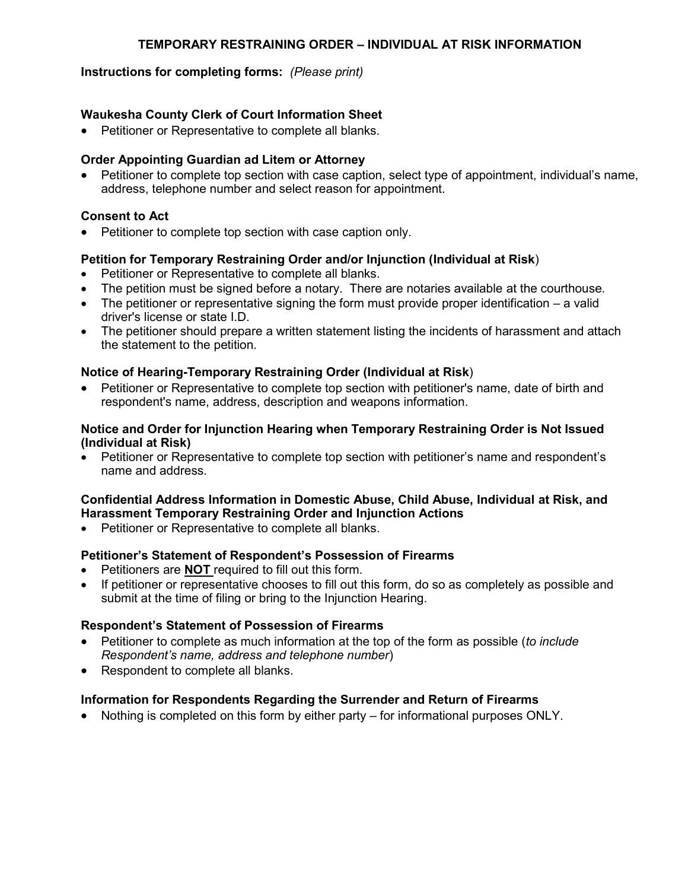# TEMPORARY RESTRAINING ORDER – INDIVIDUAL AT RISK INFORMATION

**Instructions for completing forms:** *(Please print)*

### Waukesha County Clerk of Court Information Sheet

- Petitioner or Representative to complete all blanks.

### Order Appointing Guardian ad Litem or Attorney

- Petitioner to complete top section with case caption, select type of appointment, individual's name, address, telephone number and select reason for appointment.

### Consent to Act

- Petitioner to complete top section with case caption only.

### Petition for Temporary Restraining Order and/or Injunction (Individual at Risk)

- Petitioner or Representative to complete all blanks.
- The petition must be signed before a notary. There are notaries available at the courthouse.
- The petitioner or representative signing the form must provide proper identification – a valid driver's license or state I.D.
- The petitioner should prepare a written statement listing the incidents of harassment and attach the statement to the petition.

### Notice of Hearing-Temporary Restraining Order (Individual at Risk)

- Petitioner or Representative to complete top section with petitioner's name, date of birth and respondent's name, address, description and weapons information.

### Notice and Order for Injunction Hearing when Temporary Restraining Order is Not Issued (Individual at Risk)

- Petitioner or Representative to complete top section with petitioner's name and respondent's name and address.

### Confidential Address Information in Domestic Abuse, Child Abuse, Individual at Risk, and Harassment Temporary Restraining Order and Injunction Actions

- Petitioner or Representative to complete all blanks.

### Petitioner's Statement of Respondent's Possession of Firearms

- Petitioners are **NOT** required to fill out this form.
- If petitioner or representative chooses to fill out this form, do so as completely as possible and submit at the time of filing or bring to the Injunction Hearing.

### Respondent's Statement of Possession of Firearms

- Petitioner to complete as much information at the top of the form as possible (*to include Respondent's name, address and telephone number*)
- Respondent to complete all blanks.

### Information for Respondents Regarding the Surrender and Return of Firearms

- Nothing is completed on this form by either party – for informational purposes ONLY.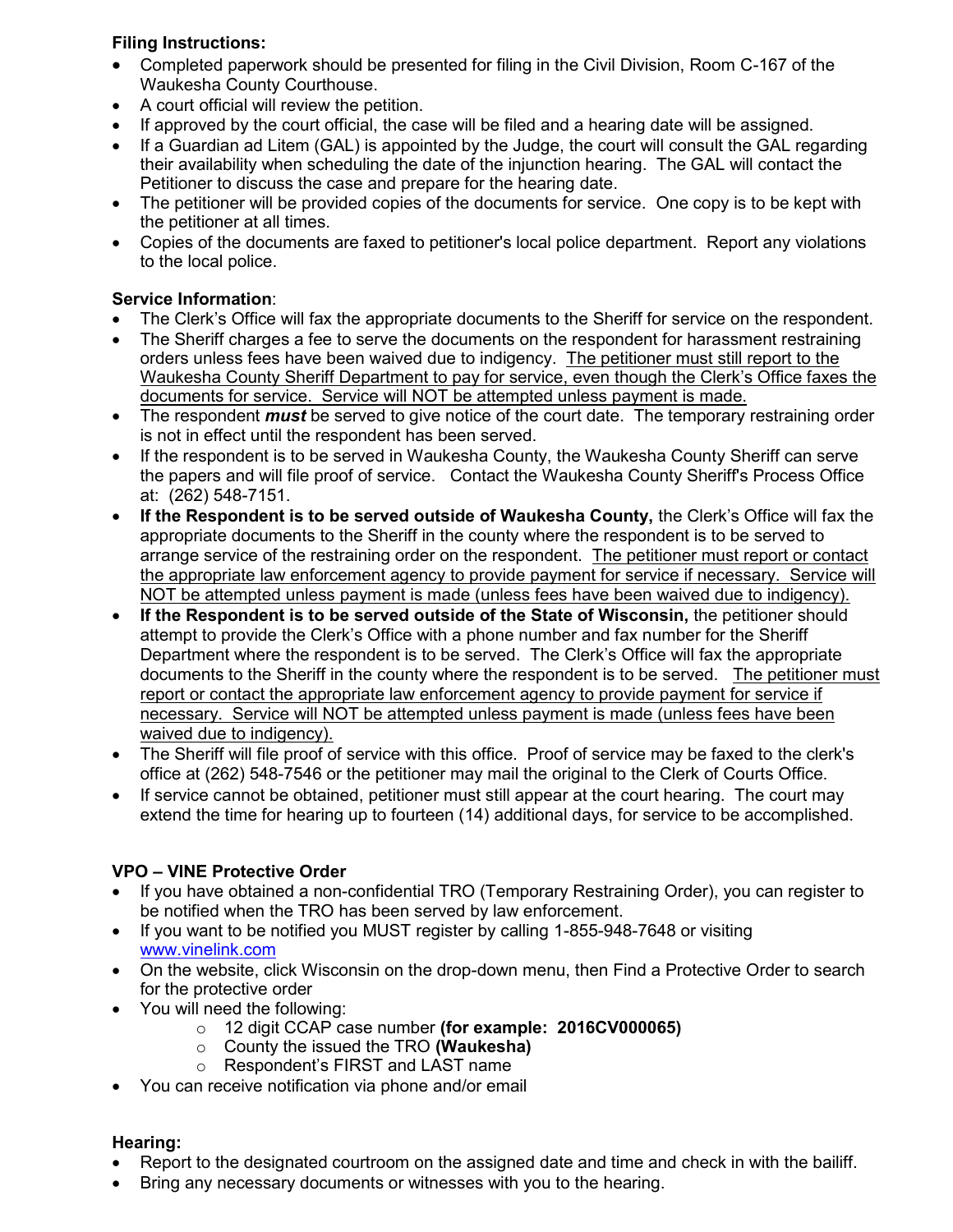**Filing Instructions:**

- Completed paperwork should be presented for filing in the Civil Division, Room C-167 of the Waukesha County Courthouse.
- A court official will review the petition.
- If approved by the court official, the case will be filed and a hearing date will be assigned.
- If a Guardian ad Litem (GAL) is appointed by the Judge, the court will consult the GAL regarding their availability when scheduling the date of the injunction hearing. The GAL will contact the Petitioner to discuss the case and prepare for the hearing date.
- The petitioner will be provided copies of the documents for service. One copy is to be kept with the petitioner at all times.
- Copies of the documents are faxed to petitioner's local police department. Report any violations to the local police.

**Service Information**:

- The Clerk's Office will fax the appropriate documents to the Sheriff for service on the respondent.
- The Sheriff charges a fee to serve the documents on the respondent for harassment restraining orders unless fees have been waived due to indigency. The petitioner must still report to the Waukesha County Sheriff Department to pay for service, even though the Clerk's Office faxes the documents for service. Service will NOT be attempted unless payment is made.
- The respondent ***must*** be served to give notice of the court date. The temporary restraining order is not in effect until the respondent has been served.
- If the respondent is to be served in Waukesha County, the Waukesha County Sheriff can serve the papers and will file proof of service. Contact the Waukesha County Sheriff's Process Office at: (262) 548-7151.
- **If the Respondent is to be served outside of Waukesha County,** the Clerk's Office will fax the appropriate documents to the Sheriff in the county where the respondent is to be served to arrange service of the restraining order on the respondent. The petitioner must report or contact the appropriate law enforcement agency to provide payment for service if necessary. Service will NOT be attempted unless payment is made (unless fees have been waived due to indigency).
- **If the Respondent is to be served outside of the State of Wisconsin,** the petitioner should attempt to provide the Clerk's Office with a phone number and fax number for the Sheriff Department where the respondent is to be served. The Clerk's Office will fax the appropriate documents to the Sheriff in the county where the respondent is to be served. The petitioner must report or contact the appropriate law enforcement agency to provide payment for service if necessary. Service will NOT be attempted unless payment is made (unless fees have been waived due to indigency).
- The Sheriff will file proof of service with this office. Proof of service may be faxed to the clerk's office at (262) 548-7546 or the petitioner may mail the original to the Clerk of Courts Office.
- If service cannot be obtained, petitioner must still appear at the court hearing. The court may extend the time for hearing up to fourteen (14) additional days, for service to be accomplished.

**VPO – VINE Protective Order**

- If you have obtained a non-confidential TRO (Temporary Restraining Order), you can register to be notified when the TRO has been served by law enforcement.
- If you want to be notified you MUST register by calling 1-855-948-7648 or visiting www.vinelink.com
- On the website, click Wisconsin on the drop-down menu, then Find a Protective Order to search for the protective order
- You will need the following:
  - 12 digit CCAP case number **(for example: 2016CV000065)**
  - County the issued the TRO **(Waukesha)**
  - Respondent's FIRST and LAST name
- You can receive notification via phone and/or email

**Hearing:**

- Report to the designated courtroom on the assigned date and time and check in with the bailiff.
- Bring any necessary documents or witnesses with you to the hearing.